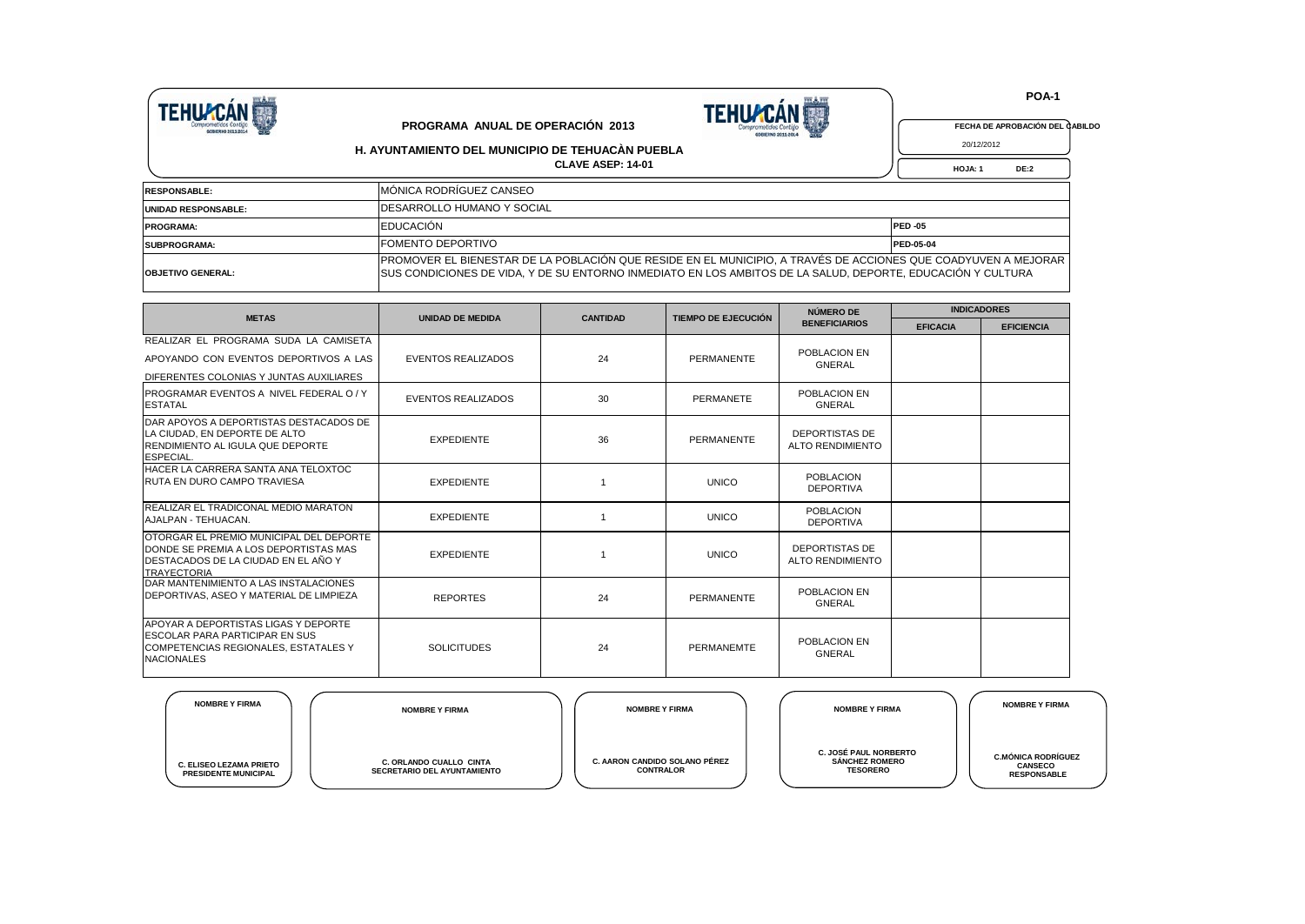**POA-1**

**TEHUACÁN** Comprometidos Contigo GOBIERNO 2011-2014

## PROGRAMA ANUAL DE OPERACIÓN 2013

## H. AYUNTAMIENTO DEL MUNICIPIO DE TEHUACÀN PUEBLA

**CLAVE ASEP: 14-01**

**FECHA DE APROBACIÓN DEL CABILDO**

20/12/2012

**HOJA: 1 DE:2**

| | | |
|---|---|---|
| **RESPONSABLE:** | MÓNICA RODRÍGUEZ CANSEO | |
| **UNIDAD RESPONSABLE:** | DESARROLLO HUMANO Y SOCIAL | |
| **PROGRAMA:** | EDUCACIÓN | **PED -05** |
| **SUBPROGRAMA:** | FOMENTO DEPORTIVO | **PED-05-04** |
| **OBJETIVO GENERAL:** | PROMOVER EL BIENESTAR DE LA POBLACIÓN QUE RESIDE EN EL MUNICIPIO, A TRAVÉS DE ACCIONES QUE COADYUVEN A MEJORAR SUS CONDICIONES DE VIDA, Y DE SU ENTORNO INMEDIATO EN LOS AMBITOS DE LA SALUD, DEPORTE, EDUCACIÓN Y CULTURA | |

| METAS | UNIDAD DE MEDIDA | CANTIDAD | TIEMPO DE EJECUCIÓN | NÚMERO DE BENEFICIARIOS | INDICADORES | |
|---|---|---|---|---|---|---|
| | | | | | EFICACIA | EFICIENCIA |
| REALIZAR EL PROGRAMA SUDA LA CAMISETA APOYANDO CON EVENTOS DEPORTIVOS A LAS DIFERENTES COLONIAS Y JUNTAS AUXILIARES | EVENTOS REALIZADOS | 24 | PERMANENTE | POBLACION EN GNERAL | | |
| PROGRAMAR EVENTOS A NIVEL FEDERAL O / Y ESTATAL | EVENTOS REALIZADOS | 30 | PERMANETE | POBLACION EN GNERAL | | |
| DAR APOYOS A DEPORTISTAS DESTACADOS DE LA CIUDAD, EN DEPORTE DE ALTO RENDIMIENTO AL IGULA QUE DEPORTE ESPECIAL. | EXPEDIENTE | 36 | PERMANENTE | DEPORTISTAS DE ALTO RENDIMIENTO | | |
| HACER LA CARRERA SANTA ANA TELOXTOC RUTA EN DURO CAMPO TRAVIESA | EXPEDIENTE | 1 | UNICO | POBLACION DEPORTIVA | | |
| REALIZAR EL TRADICONAL MEDIO MARATON AJALPAN - TEHUACAN. | EXPEDIENTE | 1 | UNICO | POBLACION DEPORTIVA | | |
| OTORGAR EL PREMIO MUNICIPAL DEL DEPORTE DONDE SE PREMIA A LOS DEPORTISTAS MAS DESTACADOS DE LA CIUDAD EN EL AÑO Y TRAYECTORIA | EXPEDIENTE | 1 | UNICO | DEPORTISTAS DE ALTO RENDIMIENTO | | |
| DAR MANTENIMIENTO A LAS INSTALACIONES DEPORTIVAS, ASEO Y MATERIAL DE LIMPIEZA | REPORTES | 24 | PERMANENTE | POBLACION EN GNERAL | | |
| APOYAR A DEPORTISTAS LIGAS Y DEPORTE ESCOLAR PARA PARTICIPAR EN SUS COMPETENCIAS REGIONALES, ESTATALES Y NACIONALES | SOLICITUDES | 24 | PERMANEMTE | POBLACION EN GNERAL | | |

| NOMBRE Y FIRMA | NOMBRE Y FIRMA | NOMBRE Y FIRMA | NOMBRE Y FIRMA | NOMBRE Y FIRMA |
|---|---|---|---|---|
| C. ELISEO LEZAMA PRIETO<br>PRESIDENTE MUNICIPAL | C. ORLANDO CUALLO CINTA<br>SECRETARIO DEL AYUNTAMIENTO | C. AARON CANDIDO SOLANO PÉREZ<br>CONTRALOR | C. JOSÉ PAUL NORBERTO SÁNCHEZ ROMERO<br>TESORERO | C.MÓNICA RODRÍGUEZ CANSECO<br>RESPONSABLE |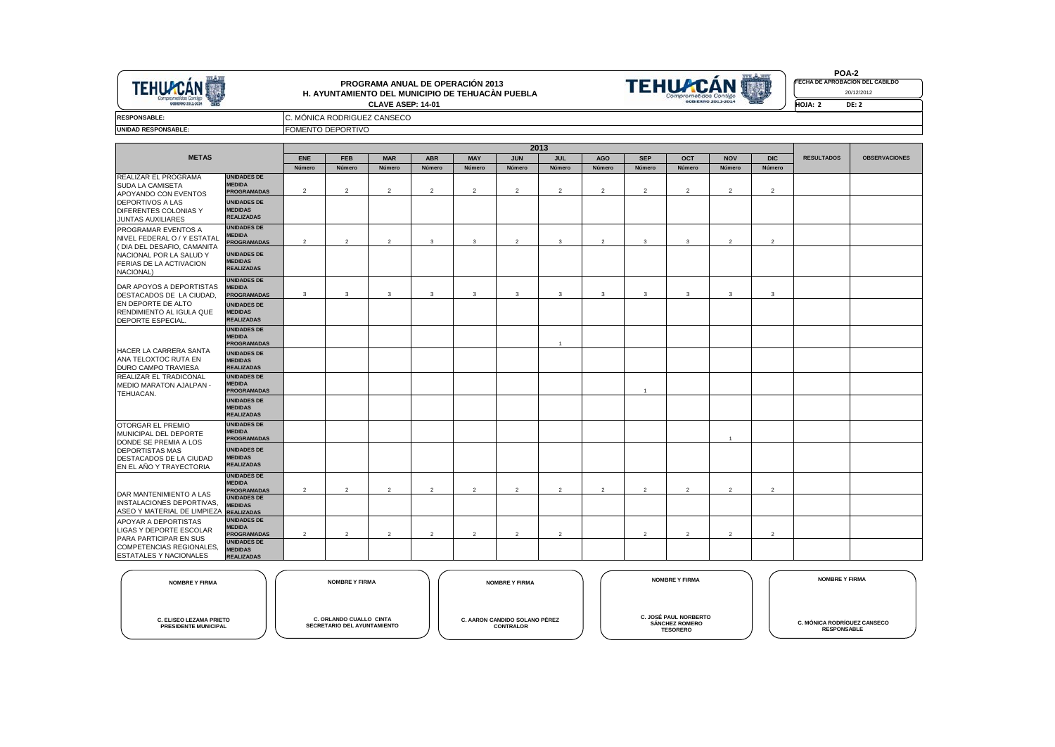**PROGRAMA ANUAL DE OPERACIÓN 2013**
**H. AYUNTAMIENTO DEL MUNICIPIO DE TEHUACÁN PUEBLA**
**CLAVE ASEP: 14-01**

**POA-2**
**FECHA DE APROBACIÓN DEL CABILDO** 20/12/2012
**HOJA: 2 DE: 2**

**RESPONSABLE:** C. MÓNICA RODRIGUEZ CANSECO
**UNIDAD RESPONSABLE:** FOMENTO DEPORTIVO

| METAS | | 2013 | | | | | | | | | | | | RESULTADOS | OBSERVACIONES |
|---|---|---|---|---|---|---|---|---|---|---|---|---|---|---|---|
| | | ENE | FEB | MAR | ABR | MAY | JUN | JUL | AGO | SEP | OCT | NOV | DIC | | |
| | | Número | Número | Número | Número | Número | Número | Número | Número | Número | Número | Número | Número | | |
| REALIZAR EL PROGRAMA SUDA LA CAMISETA APOYANDO CON EVENTOS DEPORTIVOS A LAS DIFERENTES COLONIAS Y JUNTAS AUXILIARES | UNIDADES DE MEDIDA PROGRAMADAS | 2 | 2 | 2 | 2 | 2 | 2 | 2 | 2 | 2 | 2 | 2 | 2 | | |
| | UNIDADES DE MEDIDAS REALIZADAS | | | | | | | | | | | | | | |
| PROGRAMAR EVENTOS A NIVEL FEDERAL O / Y ESTATAL ( DIA DEL DESAFIO, CAMANITA NACIONAL POR LA SALUD Y FERIAS DE LA ACTIVACION NACIONAL) | UNIDADES DE MEDIDA PROGRAMADAS | 2 | 2 | 2 | 3 | 3 | 2 | 3 | 2 | 3 | 3 | 2 | 2 | | |
| | UNIDADES DE MEDIDAS REALIZADAS | | | | | | | | | | | | | | |
| DAR APOYOS A DEPORTISTAS DESTACADOS DE LA CIUDAD, EN DEPORTE DE ALTO RENDIMIENTO AL IGULA QUE DEPORTE ESPECIAL. | UNIDADES DE MEDIDA PROGRAMADAS | 3 | 3 | 3 | 3 | 3 | 3 | 3 | 3 | 3 | 3 | 3 | 3 | | |
| | UNIDADES DE MEDIDAS REALIZADAS | | | | | | | | | | | | | | |
| HACER LA CARRERA SANTA ANA TELOXTOC RUTA EN DURO CAMPO TRAVIESA | UNIDADES DE MEDIDA PROGRAMADAS | | | | | | | 1 | | | | | | | |
| | UNIDADES DE MEDIDAS REALIZADAS | | | | | | | | | | | | | | |
| REALIZAR EL TRADICONAL MEDIO MARATON AJALPAN - TEHUACAN. | UNIDADES DE MEDIDA PROGRAMADAS | | | | | | | | | 1 | | | | | |
| | UNIDADES DE MEDIDAS REALIZADAS | | | | | | | | | | | | | | |
| OTORGAR EL PREMIO MUNICIPAL DEL DEPORTE DONDE SE PREMIA A LOS DEPORTISTAS MAS DESTACADOS DE LA CIUDAD EN EL AÑO Y TRAYECTORIA | UNIDADES DE MEDIDA PROGRAMADAS | | | | | | | | | | | 1 | | | |
| | UNIDADES DE MEDIDAS REALIZADAS | | | | | | | | | | | | | | |
| DAR MANTENIMIENTO A LAS INSTALACIONES DEPORTIVAS, ASEO Y MATERIAL DE LIMPIEZA | UNIDADES DE MEDIDA PROGRAMADAS | 2 | 2 | 2 | 2 | 2 | 2 | 2 | 2 | 2 | 2 | 2 | 2 | | |
| | UNIDADES DE MEDIDAS REALIZADAS | | | | | | | | | | | | | | |
| APOYAR A DEPORTISTAS LIGAS Y DEPORTE ESCOLAR PARA PARTICIPAR EN SUS COMPETENCIAS REGIONALES, ESTATALES Y NACIONALES | UNIDADES DE MEDIDA PROGRAMADAS | 2 | 2 | 2 | 2 | 2 | 2 | 2 | | 2 | 2 | 2 | 2 | | |
| | UNIDADES DE MEDIDAS REALIZADAS | | | | | | | | | | | | | | |

| NOMBRE Y FIRMA | NOMBRE Y FIRMA | NOMBRE Y FIRMA | NOMBRE Y FIRMA | NOMBRE Y FIRMA |
|---|---|---|---|---|
| C. ELISEO LEZAMA PRIETO<br>PRESIDENTE MUNICIPAL | C. ORLANDO CUALLO CINTA<br>SECRETARIO DEL AYUNTAMIENTO | C. AARON CANDIDO SOLANO PÉREZ<br>CONTRALOR | C. JOSÉ PAUL NORBERTO SÁNCHEZ ROMERO<br>TESORERO | C. MÓNICA RODRÍGUEZ CANSECO<br>RESPONSABLE |